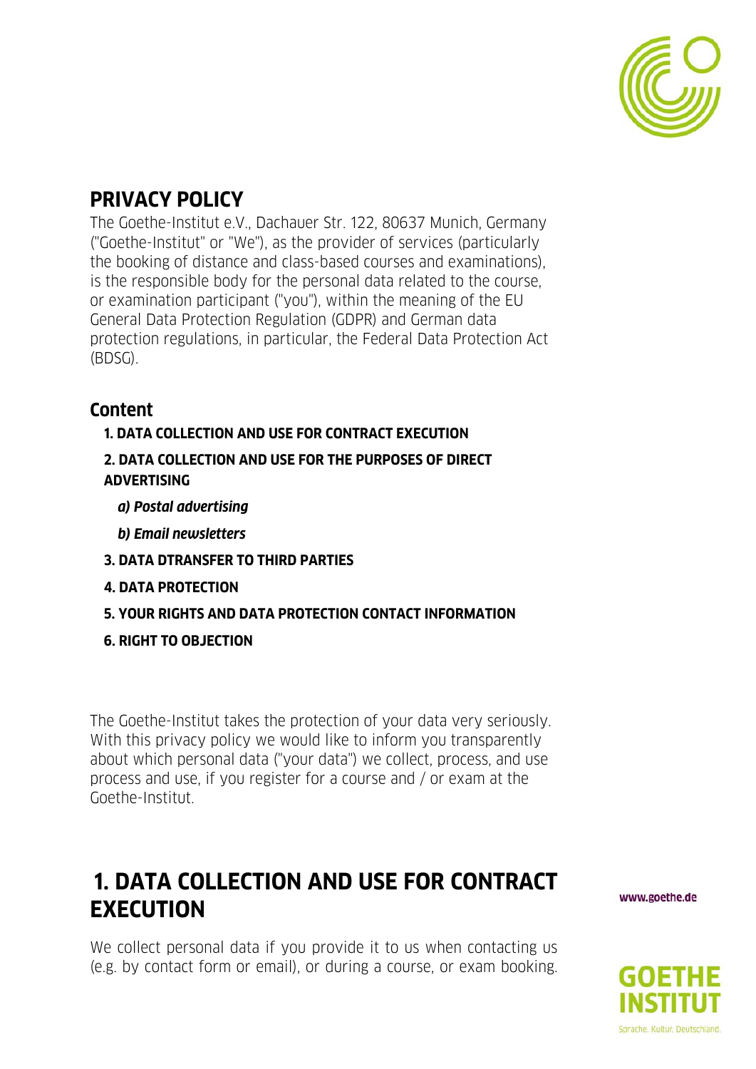# PRIVACY POLICY

The Goethe-Institut e.V., Dachauer Str. 122, 80637 Munich, Germany ("Goethe-Institut" or "We"), as the provider of services (particularly the booking of distance and class-based courses and examinations), is the responsible body for the personal data related to the course, or examination participant ("you"), within the meaning of the EU General Data Protection Regulation (GDPR) and German data protection regulations, in particular, the Federal Data Protection Act (BDSG).

## Content

1. **DATA COLLECTION AND USE FOR CONTRACT EXECUTION**
2. **DATA COLLECTION AND USE FOR THE PURPOSES OF DIRECT ADVERTISING**
   - ***a) Postal advertising***
   - ***b) Email newsletters***
3. **DATA DTRANSFER TO THIRD PARTIES**
4. **DATA PROTECTION**
5. **YOUR RIGHTS AND DATA PROTECTION CONTACT INFORMATION**
6. **RIGHT TO OBJECTION**

The Goethe-Institut takes the protection of your data very seriously. With this privacy policy we would like to inform you transparently about which personal data ("your data") we collect, process, and use process and use, if you register for a course and / or exam at the Goethe-Institut.

## 1. DATA COLLECTION AND USE FOR CONTRACT EXECUTION

We collect personal data if you provide it to us when contacting us (e.g. by contact form or email), or during a course, or exam booking.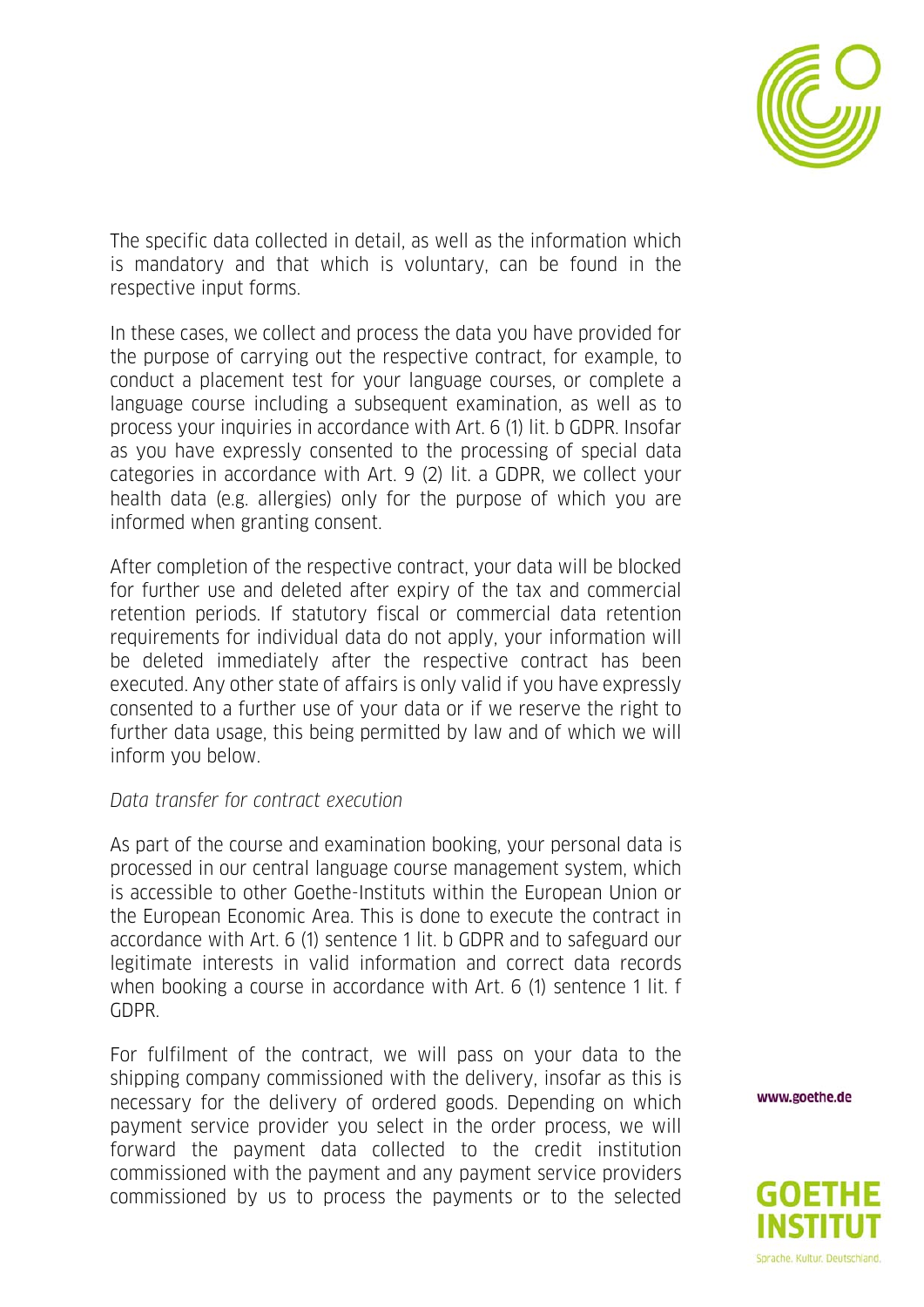The specific data collected in detail, as well as the information which is mandatory and that which is voluntary, can be found in the respective input forms.

In these cases, we collect and process the data you have provided for the purpose of carrying out the respective contract, for example, to conduct a placement test for your language courses, or complete a language course including a subsequent examination, as well as to process your inquiries in accordance with Art. 6 (1) lit. b GDPR. Insofar as you have expressly consented to the processing of special data categories in accordance with Art. 9 (2) lit. a GDPR, we collect your health data (e.g. allergies) only for the purpose of which you are informed when granting consent.

After completion of the respective contract, your data will be blocked for further use and deleted after expiry of the tax and commercial retention periods. If statutory fiscal or commercial data retention requirements for individual data do not apply, your information will be deleted immediately after the respective contract has been executed. Any other state of affairs is only valid if you have expressly consented to a further use of your data or if we reserve the right to further data usage, this being permitted by law and of which we will inform you below.

*Data transfer for contract execution*

As part of the course and examination booking, your personal data is processed in our central language course management system, which is accessible to other Goethe-Instituts within the European Union or the European Economic Area. This is done to execute the contract in accordance with Art. 6 (1) sentence 1 lit. b GDPR and to safeguard our legitimate interests in valid information and correct data records when booking a course in accordance with Art. 6 (1) sentence 1 lit. f GDPR.

For fulfilment of the contract, we will pass on your data to the shipping company commissioned with the delivery, insofar as this is necessary for the delivery of ordered goods. Depending on which payment service provider you select in the order process, we will forward the payment data collected to the credit institution commissioned with the payment and any payment service providers commissioned by us to process the payments or to the selected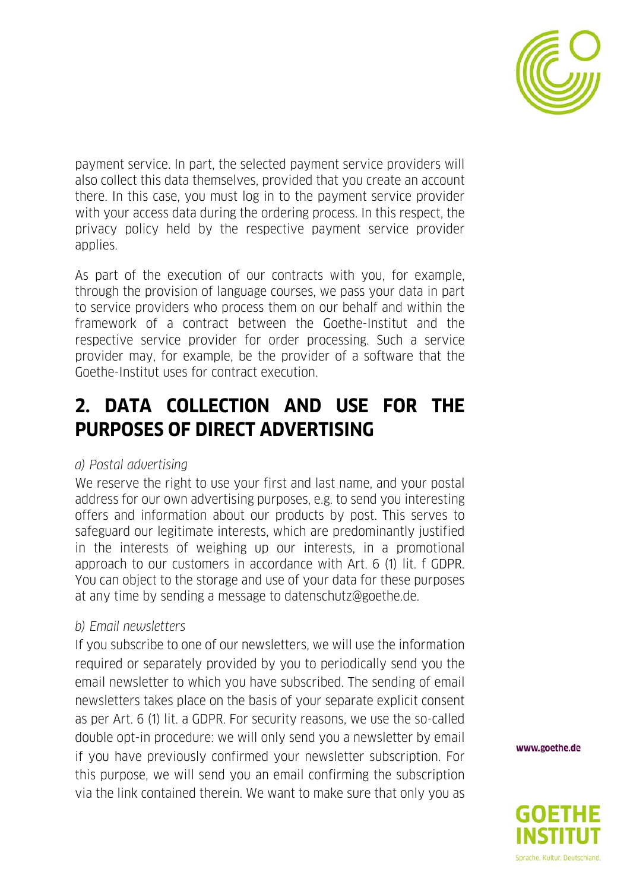payment service. In part, the selected payment service providers will also collect this data themselves, provided that you create an account there. In this case, you must log in to the payment service provider with your access data during the ordering process. In this respect, the privacy policy held by the respective payment service provider applies.

As part of the execution of our contracts with you, for example, through the provision of language courses, we pass your data in part to service providers who process them on our behalf and within the framework of a contract between the Goethe-Institut and the respective service provider for order processing. Such a service provider may, for example, be the provider of a software that the Goethe-Institut uses for contract execution.

## 2. DATA COLLECTION AND USE FOR THE PURPOSES OF DIRECT ADVERTISING

*a) Postal advertising*

We reserve the right to use your first and last name, and your postal address for our own advertising purposes, e.g. to send you interesting offers and information about our products by post. This serves to safeguard our legitimate interests, which are predominantly justified in the interests of weighing up our interests, in a promotional approach to our customers in accordance with Art. 6 (1) lit. f GDPR. You can object to the storage and use of your data for these purposes at any time by sending a message to datenschutz@goethe.de.

*b) Email newsletters*

If you subscribe to one of our newsletters, we will use the information required or separately provided by you to periodically send you the email newsletter to which you have subscribed. The sending of email newsletters takes place on the basis of your separate explicit consent as per Art. 6 (1) lit. a GDPR. For security reasons, we use the so-called double opt-in procedure: we will only send you a newsletter by email if you have previously confirmed your newsletter subscription. For this purpose, we will send you an email confirming the subscription via the link contained therein. We want to make sure that only you as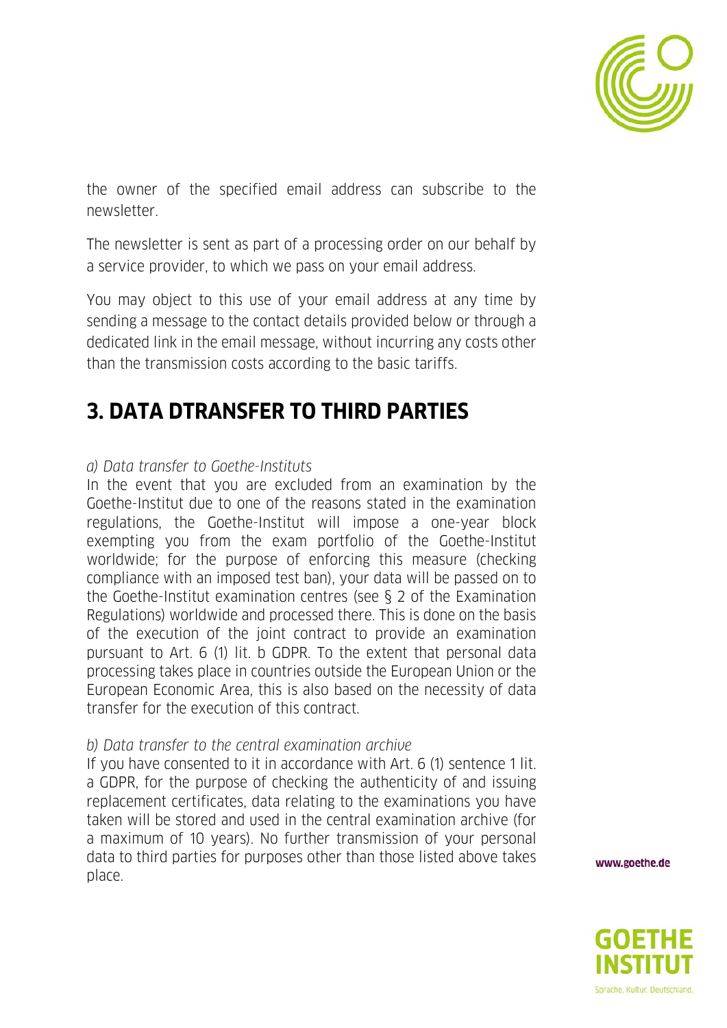the owner of the specified email address can subscribe to the newsletter.

The newsletter is sent as part of a processing order on our behalf by a service provider, to which we pass on your email address.

You may object to this use of your email address at any time by sending a message to the contact details provided below or through a dedicated link in the email message, without incurring any costs other than the transmission costs according to the basic tariffs.

## 3. DATA DTRANSFER TO THIRD PARTIES

*a) Data transfer to Goethe-Instituts*

In the event that you are excluded from an examination by the Goethe-Institut due to one of the reasons stated in the examination regulations, the Goethe-Institut will impose a one-year block exempting you from the exam portfolio of the Goethe-Institut worldwide; for the purpose of enforcing this measure (checking compliance with an imposed test ban), your data will be passed on to the Goethe-Institut examination centres (see § 2 of the Examination Regulations) worldwide and processed there. This is done on the basis of the execution of the joint contract to provide an examination pursuant to Art. 6 (1) lit. b GDPR. To the extent that personal data processing takes place in countries outside the European Union or the European Economic Area, this is also based on the necessity of data transfer for the execution of this contract.

*b) Data transfer to the central examination archive*

If you have consented to it in accordance with Art. 6 (1) sentence 1 lit. a GDPR, for the purpose of checking the authenticity of and issuing replacement certificates, data relating to the examinations you have taken will be stored and used in the central examination archive (for a maximum of 10 years). No further transmission of your personal data to third parties for purposes other than those listed above takes place.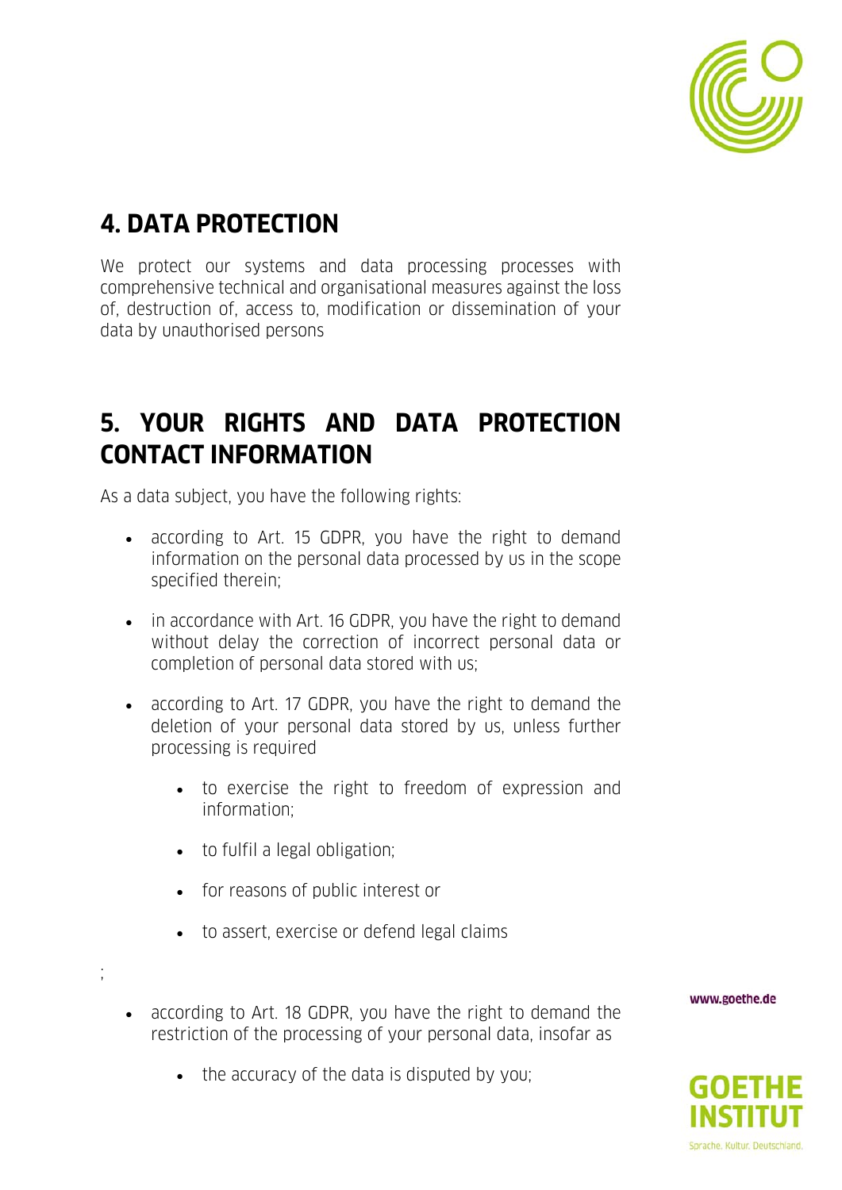# 4. DATA PROTECTION

We protect our systems and data processing processes with comprehensive technical and organisational measures against the loss of, destruction of, access to, modification or dissemination of your data by unauthorised persons

# 5. YOUR RIGHTS AND DATA PROTECTION CONTACT INFORMATION

As a data subject, you have the following rights:

- according to Art. 15 GDPR, you have the right to demand information on the personal data processed by us in the scope specified therein;
- in accordance with Art. 16 GDPR, you have the right to demand without delay the correction of incorrect personal data or completion of personal data stored with us;
- according to Art. 17 GDPR, you have the right to demand the deletion of your personal data stored by us, unless further processing is required
    - to exercise the right to freedom of expression and information;
    - to fulfil a legal obligation;
    - for reasons of public interest or
    - to assert, exercise or defend legal claims

;

- according to Art. 18 GDPR, you have the right to demand the restriction of the processing of your personal data, insofar as
    - the accuracy of the data is disputed by you;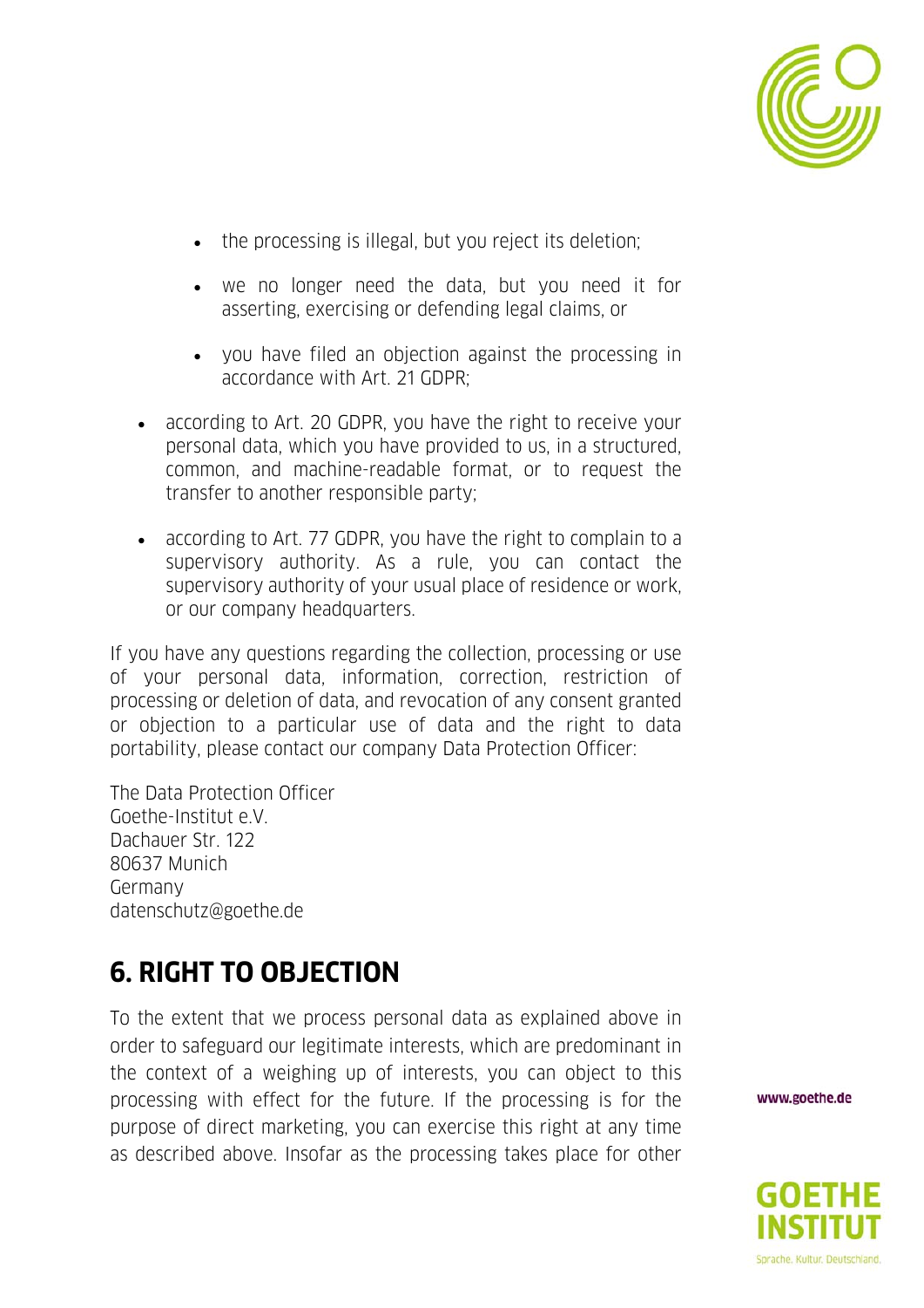- the processing is illegal, but you reject its deletion;
  - we no longer need the data, but you need it for asserting, exercising or defending legal claims, or
  - you have filed an objection against the processing in accordance with Art. 21 GDPR;
- according to Art. 20 GDPR, you have the right to receive your personal data, which you have provided to us, in a structured, common, and machine-readable format, or to request the transfer to another responsible party;
- according to Art. 77 GDPR, you have the right to complain to a supervisory authority. As a rule, you can contact the supervisory authority of your usual place of residence or work, or our company headquarters.

If you have any questions regarding the collection, processing or use of your personal data, information, correction, restriction of processing or deletion of data, and revocation of any consent granted or objection to a particular use of data and the right to data portability, please contact our company Data Protection Officer:

The Data Protection Officer
Goethe-Institut e.V.
Dachauer Str. 122
80637 Munich
Germany
datenschutz@goethe.de

## 6. RIGHT TO OBJECTION

To the extent that we process personal data as explained above in order to safeguard our legitimate interests, which are predominant in the context of a weighing up of interests, you can object to this processing with effect for the future. If the processing is for the purpose of direct marketing, you can exercise this right at any time as described above. Insofar as the processing takes place for other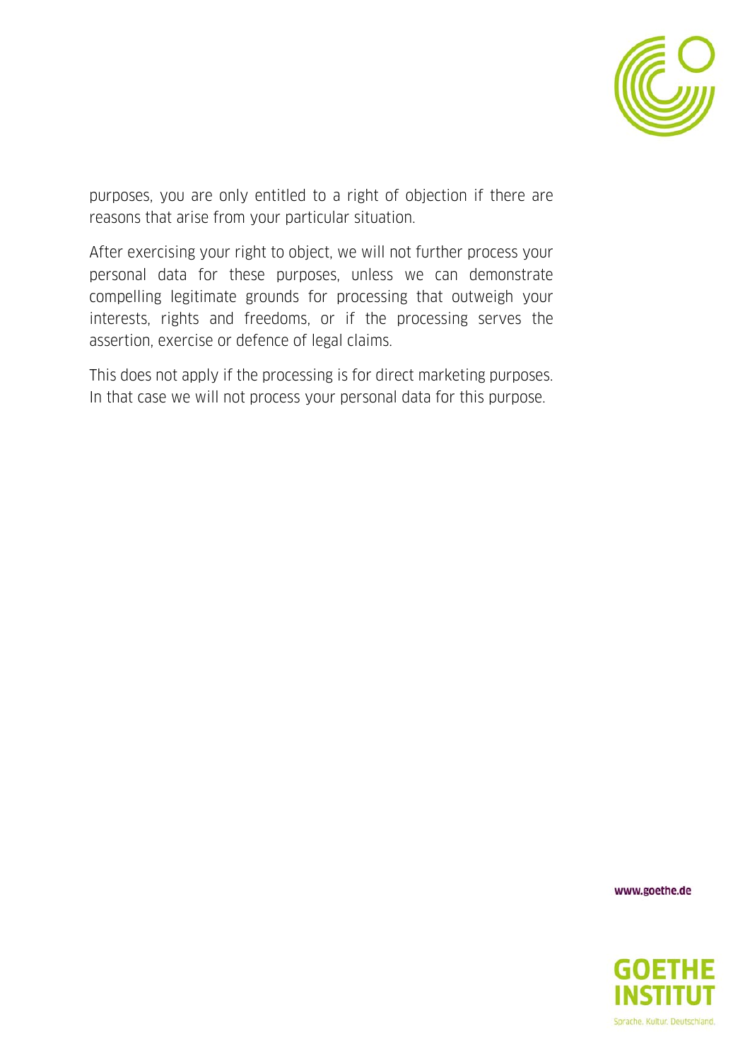purposes, you are only entitled to a right of objection if there are reasons that arise from your particular situation.

After exercising your right to object, we will not further process your personal data for these purposes, unless we can demonstrate compelling legitimate grounds for processing that outweigh your interests, rights and freedoms, or if the processing serves the assertion, exercise or defence of legal claims.

This does not apply if the processing is for direct marketing purposes. In that case we will not process your personal data for this purpose.